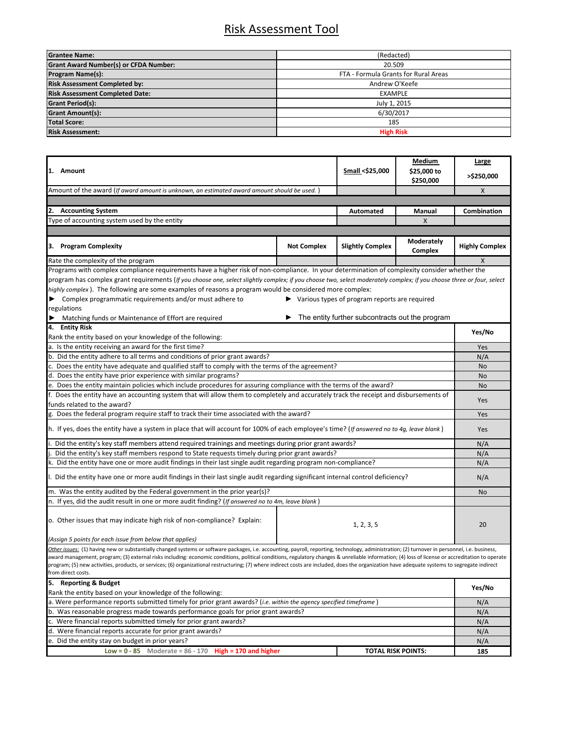# Risk Assessment Tool

| | |
|---|---|
| **Grantee Name:** | (Redacted) |
| **Grant Award Number(s) or CFDA Number:** | 20.509 |
| **Program Name(s):** | FTA - Formula Grants for Rural Areas |
| **Risk Assessment Completed by:** | Andrew O'Keefe |
| **Risk Assessment Completed Date:** | EXAMPLE |
| **Grant Period(s):** | July 1, 2015 |
| **Grant Amount(s):** | 6/30/2017 |
| **Total Score:** | 185 |
| **Risk Assessment:** | **High Risk** |

| **1. Amount** | **Small <$25,000** | **Medium $25,000 to $250,000** | **Large >$250,000** |
|---|---|---|---|
| Amount of the award (*If award amount is unknown, an estimated award amount should be used.*) | | | X |

| **2. Accounting System** | **Automated** | **Manual** | **Combination** |
|---|---|---|---|
| Type of accounting system used by the entity | | X | |

| **3. Program Complexity** | **Not Complex** | **Slightly Complex** | **Moderately Complex** | **Highly Complex** |
|---|---|---|---|---|
| Rate the complexity of the program | | | | X |

Programs with complex compliance requirements have a higher risk of non-compliance. In your determination of complexity consider whether the program has complex grant requirements (*If you choose one, select slightly complex; if you choose two, select moderately complex; if you choose three or four, select highly complex*). The following are some examples of reasons a program would be considered more complex:

- ► Complex programmatic requirements and/or must adhere to regulations
- ► Various types of program reports are required
- ► Matching funds or Maintenance of Effort are required
- ► The entity further subcontracts out the program

| **4. Entity Risk** — Rank the entity based on your knowledge of the following: | | **Yes/No** |
|---|---|---|
| a. Is the entity receiving an award for the first time? | | Yes |
| b. Did the entity adhere to all terms and conditions of prior grant awards? | | N/A |
| c. Does the entity have adequate and qualified staff to comply with the terms of the agreement? | | No |
| d. Does the entity have prior experience with similar programs? | | No |
| e. Does the entity maintain policies which include procedures for assuring compliance with the terms of the award? | | No |
| f. Does the entity have an accounting system that will allow them to completely and accurately track the receipt and disbursements of funds related to the award? | | Yes |
| g. Does the federal program require staff to track their time associated with the award? | | Yes |
| h. If yes, does the entity have a system in place that will account for 100% of each employee's time? (*If answered no to 4g, leave blank*) | | Yes |
| i. Did the entity's key staff members attend required trainings and meetings during prior grant awards? | | N/A |
| j. Did the entity's key staff members respond to State requests timely during prior grant awards? | | N/A |
| k. Did the entity have one or more audit findings in their last single audit regarding program non-compliance? | | N/A |
| l. Did the entity have one or more audit findings in their last single audit regarding significant internal control deficiency? | | N/A |
| m. Was the entity audited by the Federal government in the prior year(s)? | | No |
| n. If yes, did the audit result in one or more audit finding? (*If answered no to 4m, leave blank*) | | |
| o. Other issues that may indicate high risk of non-compliance? Explain: (*Assign 5 points for each issue from below that applies*) | 1, 2, 3, 5 | 20 |

*Other issues:* (1) having new or substantially changed systems or software packages, i.e. accounting, payroll, reporting, technology, administration; (2) turnover in personnel, i.e. business, award management, program; (3) external risks including: economic conditions, political conditions, regulatory changes & unreliable information; (4) loss of license or accreditation to operate program; (5) new activities, products, or services; (6) organizational restructuring; (7) where indirect costs are included, does the organization have adequate systems to segregate indirect from direct costs.

| **5. Reporting & Budget** — Rank the entity based on your knowledge of the following: | **Yes/No** |
|---|---|
| a. Were performance reports submitted timely for prior grant awards? (*i.e. within the agency specified timeframe*) | N/A |
| b. Was reasonable progress made towards performance goals for prior grant awards? | N/A |
| c. Were financial reports submitted timely for prior grant awards? | N/A |
| d. Were financial reports accurate for prior grant awards? | N/A |
| e. Did the entity stay on budget in prior years? | N/A |
| Low = 0 - 85 Moderate = 86 - 170 **High = 170 and higher** — **TOTAL RISK POINTS:** | **185** |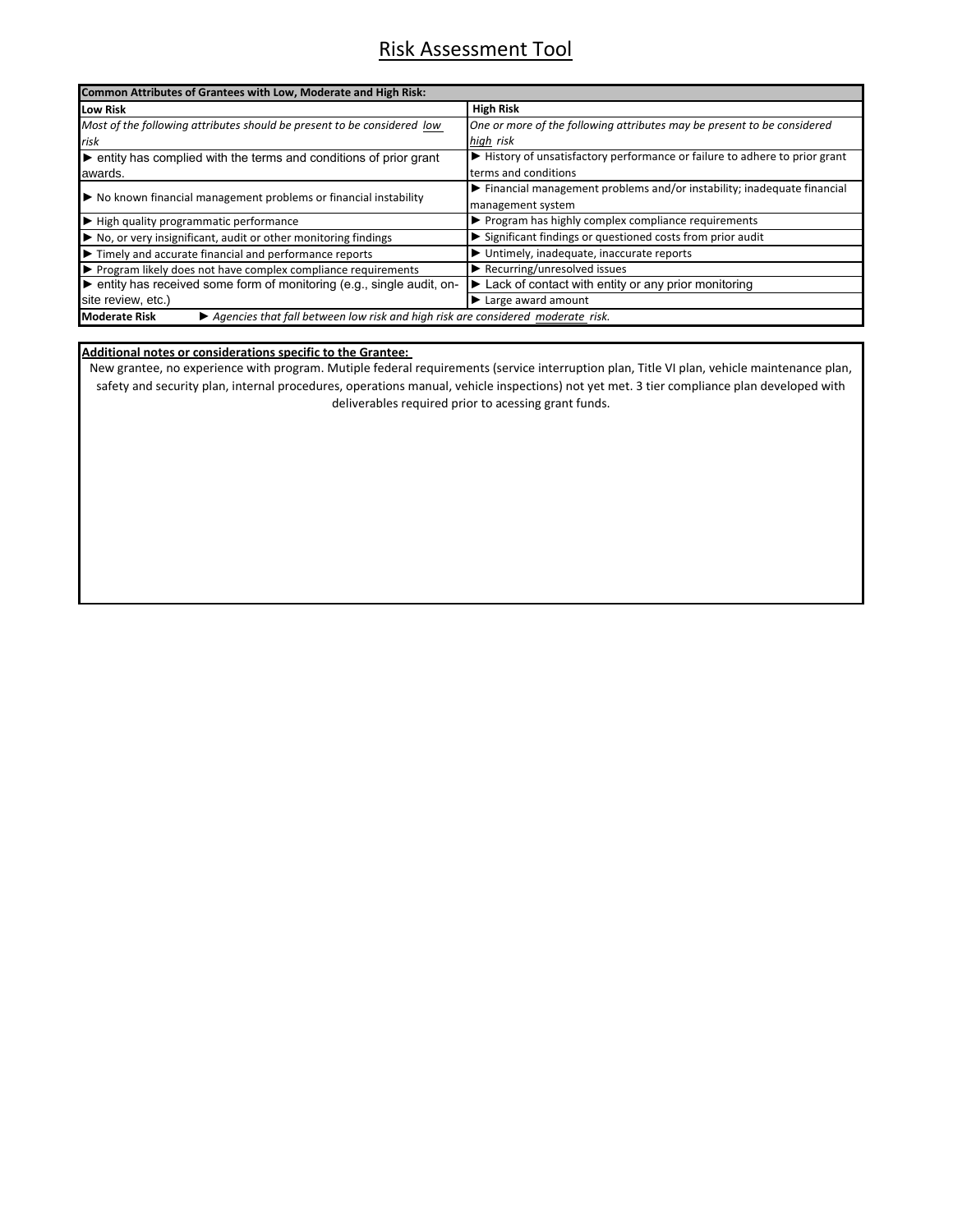# Risk Assessment Tool

| Common Attributes of Grantees with Low, Moderate and High Risk: | |
|---|---|
| **Low Risk** | **High Risk** |
| *Most of the following attributes should be present to be considered low risk* | *One or more of the following attributes may be present to be considered high risk* |
| ► entity has complied with the terms and conditions of prior grant awards. | ► History of unsatisfactory performance or failure to adhere to prior grant terms and conditions |
| ► No known financial management problems or financial instability | ► Financial management problems and/or instability; inadequate financial management system |
| ► High quality programmatic performance | ► Program has highly complex compliance requirements |
| ► No, or very insignificant, audit or other monitoring findings | ► Significant findings or questioned costs from prior audit |
| ► Timely and accurate financial and performance reports | ► Untimely, inadequate, inaccurate reports |
| ► Program likely does not have complex compliance requirements | ► Recurring/unresolved issues |
| ► entity has received some form of monitoring (e.g., single audit, on-site review, etc.) | ► Lack of contact with entity or any prior monitoring |
| | ► Large award amount |
| **Moderate Risk** ► *Agencies that fall between low risk and high risk are considered moderate risk.* | |

**Additional notes or considerations specific to the Grantee:**

New grantee, no experience with program. Mutiple federal requirements (service interruption plan, Title VI plan, vehicle maintenance plan, safety and security plan, internal procedures, operations manual, vehicle inspections) not yet met. 3 tier compliance plan developed with deliverables required prior to acessing grant funds.